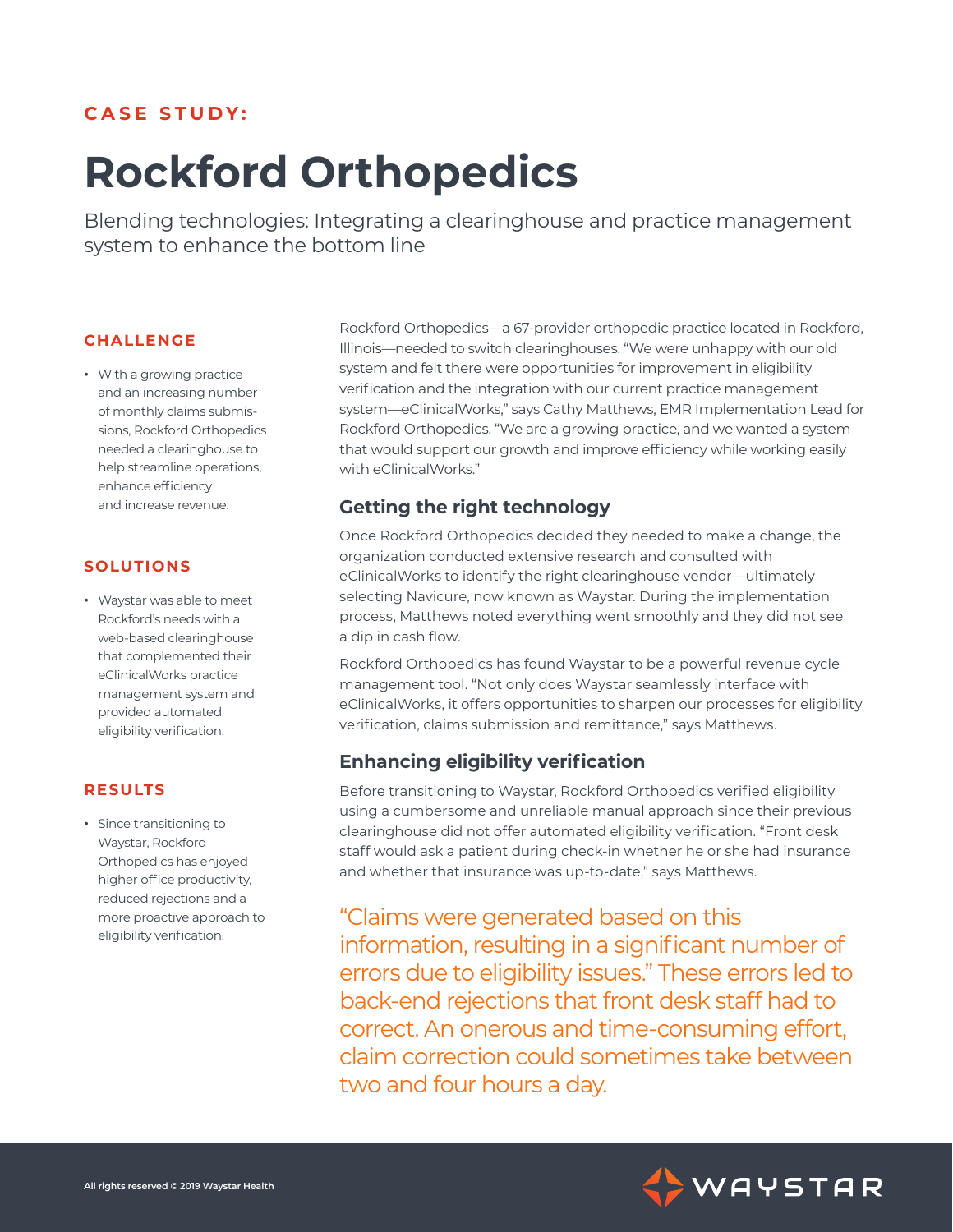**CASE STUDY:**

# Rockford Orthopedics

Blending technologies: Integrating a clearinghouse and practice management system to enhance the bottom line

## CHALLENGE

- With a growing practice and an increasing number of monthly claims submissions, Rockford Orthopedics needed a clearinghouse to help streamline operations, enhance efficiency and increase revenue.

## SOLUTIONS

- Waystar was able to meet Rockford's needs with a web-based clearinghouse that complemented their eClinicalWorks practice management system and provided automated eligibility verification.

## RESULTS

- Since transitioning to Waystar, Rockford Orthopedics has enjoyed higher office productivity, reduced rejections and a more proactive approach to eligibility verification.

Rockford Orthopedics—a 67-provider orthopedic practice located in Rockford, Illinois—needed to switch clearinghouses. "We were unhappy with our old system and felt there were opportunities for improvement in eligibility verification and the integration with our current practice management system—eClinicalWorks," says Cathy Matthews, EMR Implementation Lead for Rockford Orthopedics. "We are a growing practice, and we wanted a system that would support our growth and improve efficiency while working easily with eClinicalWorks."

### Getting the right technology

Once Rockford Orthopedics decided they needed to make a change, the organization conducted extensive research and consulted with eClinicalWorks to identify the right clearinghouse vendor—ultimately selecting Navicure, now known as Waystar. During the implementation process, Matthews noted everything went smoothly and they did not see a dip in cash flow.

Rockford Orthopedics has found Waystar to be a powerful revenue cycle management tool. "Not only does Waystar seamlessly interface with eClinicalWorks, it offers opportunities to sharpen our processes for eligibility verification, claims submission and remittance," says Matthews.

### Enhancing eligibility verification

Before transitioning to Waystar, Rockford Orthopedics verified eligibility using a cumbersome and unreliable manual approach since their previous clearinghouse did not offer automated eligibility verification. "Front desk staff would ask a patient during check-in whether he or she had insurance and whether that insurance was up-to-date," says Matthews.

"Claims were generated based on this information, resulting in a significant number of errors due to eligibility issues." These errors led to back-end rejections that front desk staff had to correct. An onerous and time-consuming effort, claim correction could sometimes take between two and four hours a day.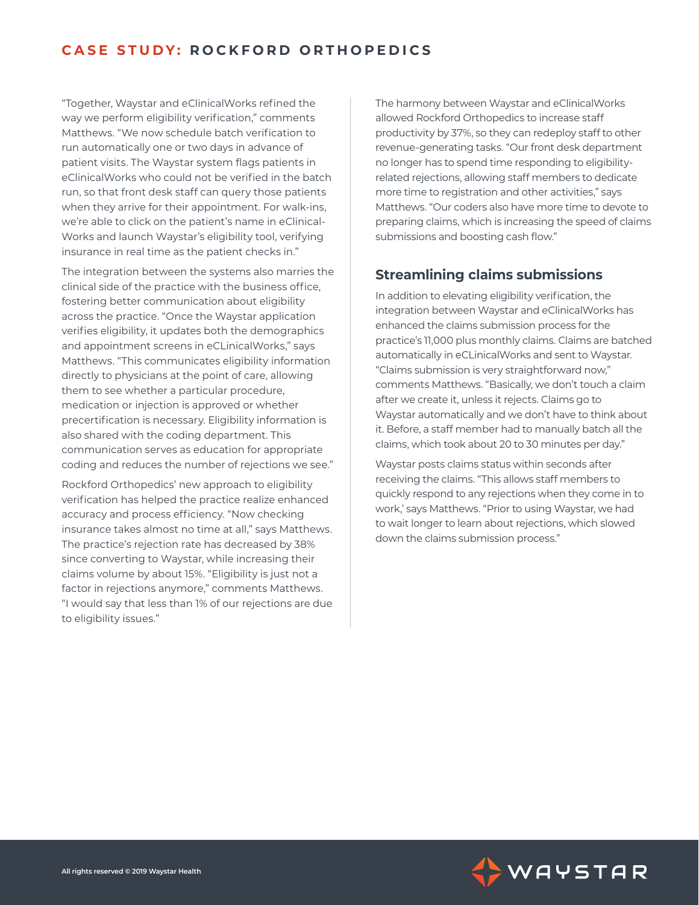"Together, Waystar and eClinicalWorks refined the way we perform eligibility verification," comments Matthews. "We now schedule batch verification to run automatically one or two days in advance of patient visits. The Waystar system flags patients in eClinicalWorks who could not be verified in the batch run, so that front desk staff can query those patients when they arrive for their appointment. For walk-ins, we're able to click on the patient's name in eClinical-Works and launch Waystar's eligibility tool, verifying insurance in real time as the patient checks in."

The integration between the systems also marries the clinical side of the practice with the business office, fostering better communication about eligibility across the practice. "Once the Waystar application verifies eligibility, it updates both the demographics and appointment screens in eCLinicalWorks," says Matthews. "This communicates eligibility information directly to physicians at the point of care, allowing them to see whether a particular procedure, medication or injection is approved or whether precertification is necessary. Eligibility information is also shared with the coding department. This communication serves as education for appropriate coding and reduces the number of rejections we see."

Rockford Orthopedics' new approach to eligibility verification has helped the practice realize enhanced accuracy and process efficiency. "Now checking insurance takes almost no time at all," says Matthews. The practice's rejection rate has decreased by 38% since converting to Waystar, while increasing their claims volume by about 15%. "Eligibility is just not a factor in rejections anymore," comments Matthews. "I would say that less than 1% of our rejections are due to eligibility issues."

The harmony between Waystar and eClinicalWorks allowed Rockford Orthopedics to increase staff productivity by 37%, so they can redeploy staff to other revenue-generating tasks. "Our front desk department no longer has to spend time responding to eligibility-related rejections, allowing staff members to dedicate more time to registration and other activities," says Matthews. "Our coders also have more time to devote to preparing claims, which is increasing the speed of claims submissions and boosting cash flow."

## Streamlining claims submissions

In addition to elevating eligibility verification, the integration between Waystar and eClinicalWorks has enhanced the claims submission process for the practice's 11,000 plus monthly claims. Claims are batched automatically in eCLinicalWorks and sent to Waystar. "Claims submission is very straightforward now," comments Matthews. "Basically, we don't touch a claim after we create it, unless it rejects. Claims go to Waystar automatically and we don't have to think about it. Before, a staff member had to manually batch all the claims, which took about 20 to 30 minutes per day."

Waystar posts claims status within seconds after receiving the claims. "This allows staff members to quickly respond to any rejections when they come in to work,' says Matthews. "Prior to using Waystar, we had to wait longer to learn about rejections, which slowed down the claims submission process."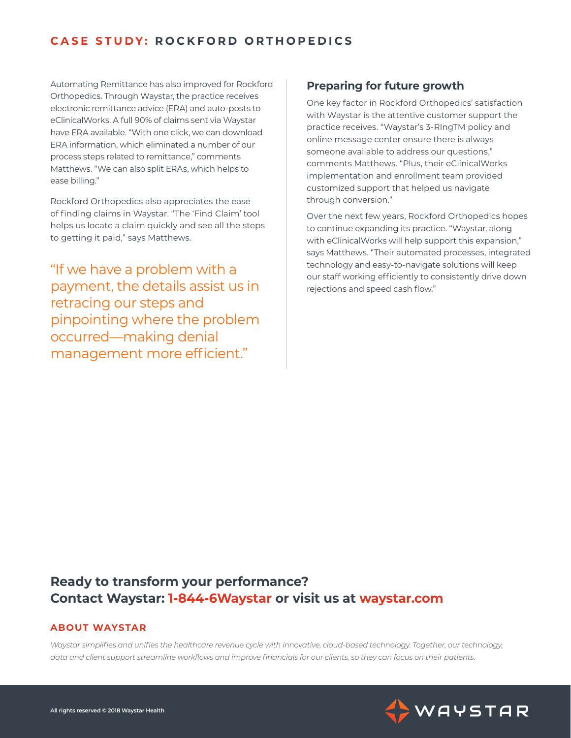Automating Remittance has also improved for Rockford Orthopedics. Through Waystar, the practice receives electronic remittance advice (ERA) and auto-posts to eClinicalWorks. A full 90% of claims sent via Waystar have ERA available. "With one click, we can download ERA information, which eliminated a number of our process steps related to remittance," comments Matthews. "We can also split ERAs, which helps to ease billing."

Rockford Orthopedics also appreciates the ease of finding claims in Waystar. "The 'Find Claim' tool helps us locate a claim quickly and see all the steps to getting it paid," says Matthews.

> "If we have a problem with a payment, the details assist us in retracing our steps and pinpointing where the problem occurred—making denial management more efficient."

## Preparing for future growth

One key factor in Rockford Orthopedics' satisfaction with Waystar is the attentive customer support the practice receives. "Waystar's 3-RIngTM policy and online message center ensure there is always someone available to address our questions," comments Matthews. "Plus, their eClinicalWorks implementation and enrollment team provided customized support that helped us navigate through conversion."

Over the next few years, Rockford Orthopedics hopes to continue expanding its practice. "Waystar, along with eClinicalWorks will help support this expansion," says Matthews. "Their automated processes, integrated technology and easy-to-navigate solutions will keep our staff working efficiently to consistently drive down rejections and speed cash flow."

## Ready to transform your performance?
## Contact Waystar: 1-844-6Waystar or visit us at waystar.com

### ABOUT WAYSTAR

*Waystar simplifies and unifies the healthcare revenue cycle with innovative, cloud-based technology. Together, our technology, data and client support streamline workflows and improve financials for our clients, so they can focus on their patients.*

All rights reserved © 2018 Waystar Health